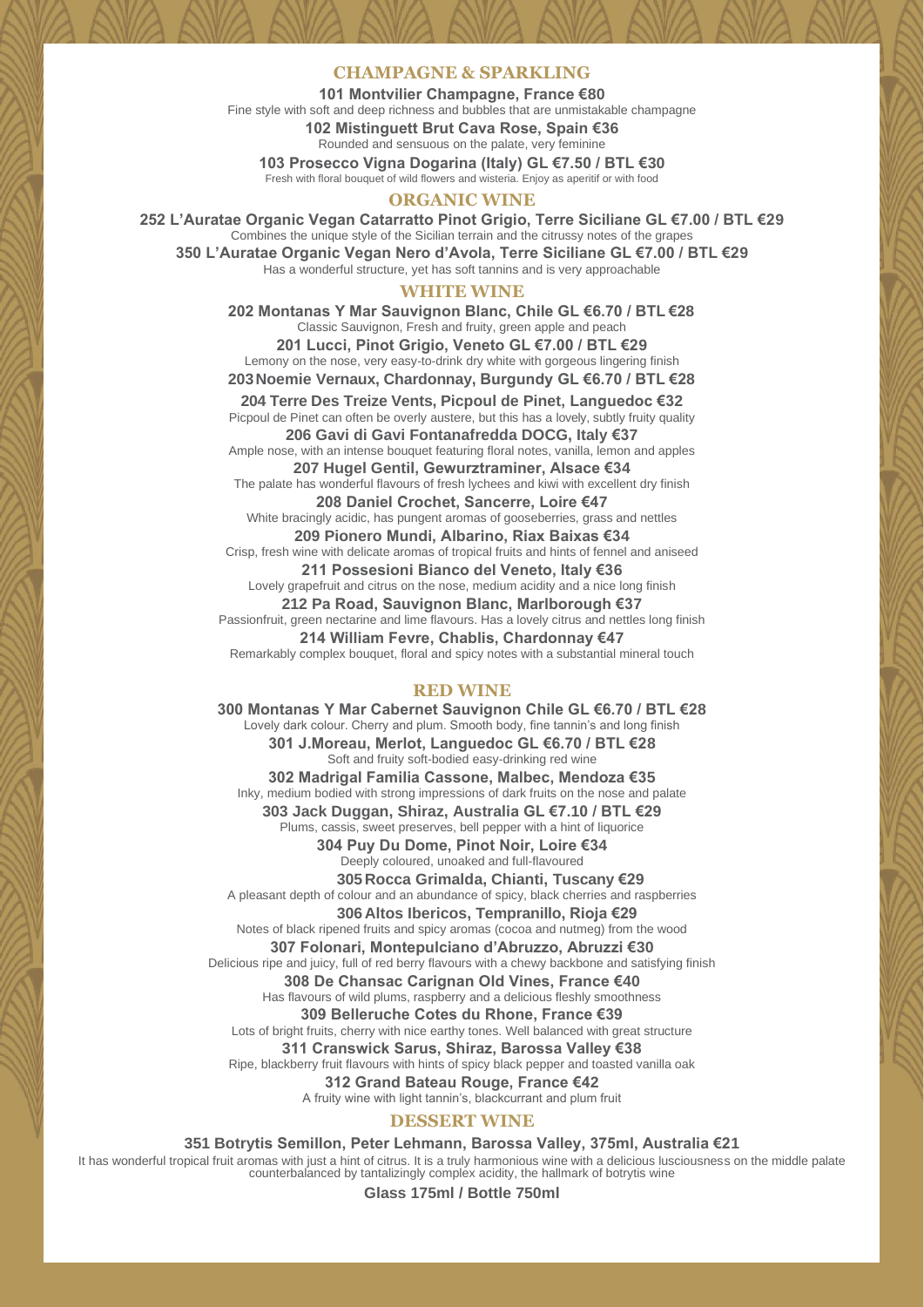## CHAMPAGNE & SPARKLING

**101 Montvilier Champagne, France €80**
Fine style with soft and deep richness and bubbles that are unmistakable champagne

**102 Mistinguett Brut Cava Rose, Spain €36**
Rounded and sensuous on the palate, very feminine

**103 Prosecco Vigna Dogarina (Italy) GL €7.50 / BTL €30**
Fresh with floral bouquet of wild flowers and wisteria. Enjoy as aperitif or with food

## ORGANIC WINE

**252 L'Auratae Organic Vegan Catarratto Pinot Grigio, Terre Siciliane GL €7.00 / BTL €29**
Combines the unique style of the Sicilian terrain and the citrussy notes of the grapes

**350 L'Auratae Organic Vegan Nero d'Avola, Terre Siciliane GL €7.00 / BTL €29**
Has a wonderful structure, yet has soft tannins and is very approachable

## WHITE WINE

**202 Montanas Y Mar Sauvignon Blanc, Chile GL €6.70 / BTL €28**
Classic Sauvignon, Fresh and fruity, green apple and peach

**201 Lucci, Pinot Grigio, Veneto GL €7.00 / BTL €29**
Lemony on the nose, very easy-to-drink dry white with gorgeous lingering finish

**203 Noemie Vernaux, Chardonnay, Burgundy GL €6.70 / BTL €28**

**204 Terre Des Treize Vents, Picpoul de Pinet, Languedoc €32**
Picpoul de Pinet can often be overly austere, but this has a lovely, subtly fruity quality

**206 Gavi di Gavi Fontanafredda DOCG, Italy €37**
Ample nose, with an intense bouquet featuring floral notes, vanilla, lemon and apples

**207 Hugel Gentil, Gewurztraminer, Alsace €34**
The palate has wonderful flavours of fresh lychees and kiwi with excellent dry finish

**208 Daniel Crochet, Sancerre, Loire €47**
White bracingly acidic, has pungent aromas of gooseberries, grass and nettles

**209 Pionero Mundi, Albarino, Riax Baixas €34**
Crisp, fresh wine with delicate aromas of tropical fruits and hints of fennel and aniseed

**211 Possesioni Bianco del Veneto, Italy €36**
Lovely grapefruit and citrus on the nose, medium acidity and a nice long finish

**212 Pa Road, Sauvignon Blanc, Marlborough €37**
Passionfruit, green nectarine and lime flavours. Has a lovely citrus and nettles long finish

**214 William Fevre, Chablis, Chardonnay €47**
Remarkably complex bouquet, floral and spicy notes with a substantial mineral touch

## RED WINE

**300 Montanas Y Mar Cabernet Sauvignon Chile GL €6.70 / BTL €28**
Lovely dark colour. Cherry and plum. Smooth body, fine tannin's and long finish

**301 J.Moreau, Merlot, Languedoc GL €6.70 / BTL €28**
Soft and fruity soft-bodied easy-drinking red wine

**302 Madrigal Familia Cassone, Malbec, Mendoza €35**
Inky, medium bodied with strong impressions of dark fruits on the nose and palate

**303 Jack Duggan, Shiraz, Australia GL €7.10 / BTL €29**
Plums, cassis, sweet preserves, bell pepper with a hint of liquorice

**304 Puy Du Dome, Pinot Noir, Loire €34**
Deeply coloured, unoaked and full-flavoured

**305 Rocca Grimalda, Chianti, Tuscany €29**
A pleasant depth of colour and an abundance of spicy, black cherries and raspberries

**306 Altos Ibericos, Tempranillo, Rioja €29**
Notes of black ripened fruits and spicy aromas (cocoa and nutmeg) from the wood

**307 Folonari, Montepulciano d'Abruzzo, Abruzzi €30**
Delicious ripe and juicy, full of red berry flavours with a chewy backbone and satisfying finish

**308 De Chansac Carignan Old Vines, France €40**
Has flavours of wild plums, raspberry and a delicious fleshly smoothness

**309 Belleruche Cotes du Rhone, France €39**
Lots of bright fruits, cherry with nice earthy tones. Well balanced with great structure

**311 Cranswick Sarus, Shiraz, Barossa Valley €38**
Ripe, blackberry fruit flavours with hints of spicy black pepper and toasted vanilla oak

**312 Grand Bateau Rouge, France €42**
A fruity wine with light tannin's, blackcurrant and plum fruit

## DESSERT WINE

**351 Botrytis Semillon, Peter Lehmann, Barossa Valley, 375ml, Australia €21**
It has wonderful tropical fruit aromas with just a hint of citrus. It is a truly harmonious wine with a delicious lusciousness on the middle palate counterbalanced by tantalizingly complex acidity, the hallmark of botrytis wine

**Glass 175ml / Bottle 750ml**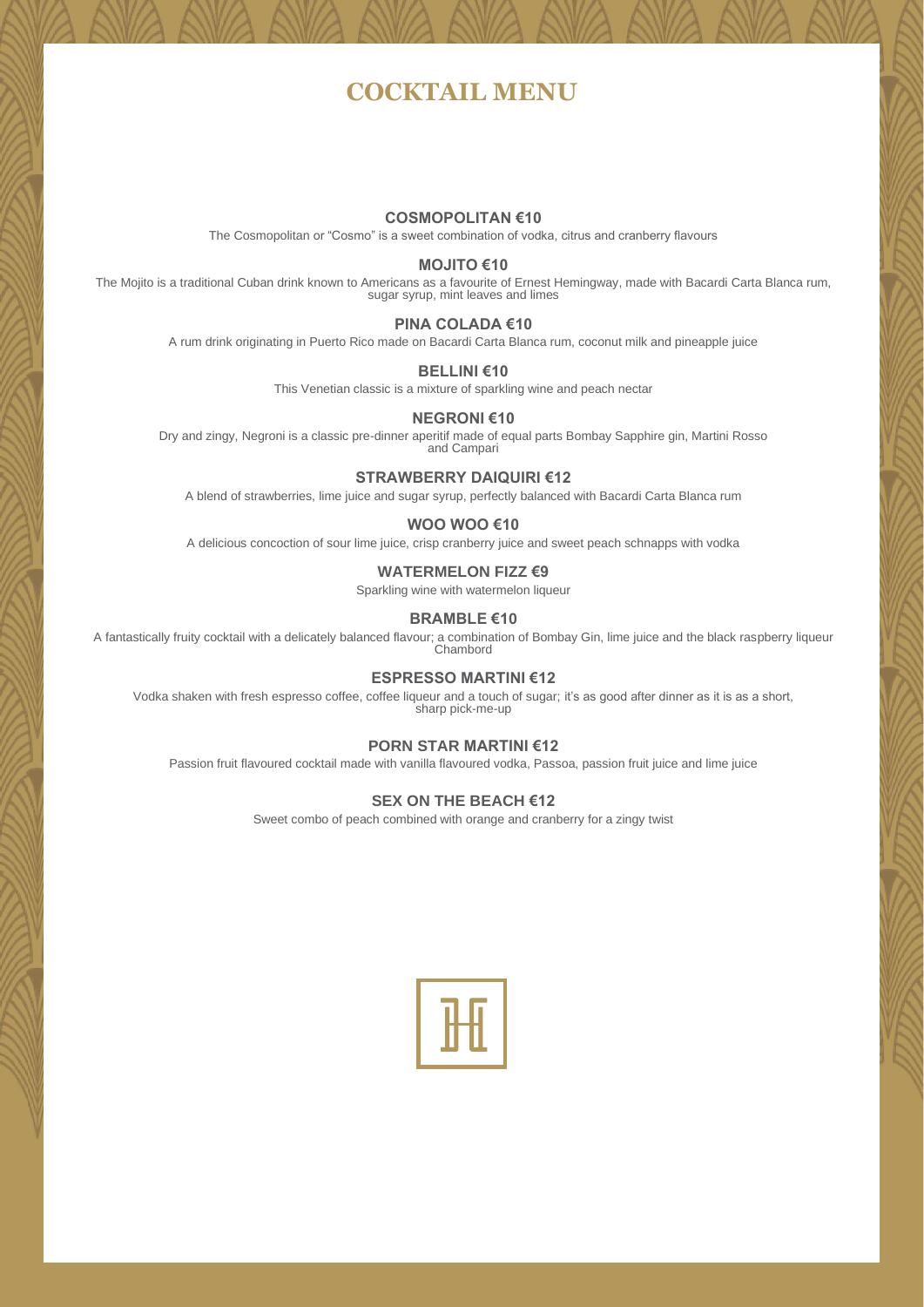# COCKTAIL MENU

### COSMOPOLITAN €10

The Cosmopolitan or "Cosmo" is a sweet combination of vodka, citrus and cranberry flavours

### MOJITO €10

The Mojito is a traditional Cuban drink known to Americans as a favourite of Ernest Hemingway, made with Bacardi Carta Blanca rum, sugar syrup, mint leaves and limes

### PINA COLADA €10

A rum drink originating in Puerto Rico made on Bacardi Carta Blanca rum, coconut milk and pineapple juice

### BELLINI €10

This Venetian classic is a mixture of sparkling wine and peach nectar

### NEGRONI €10

Dry and zingy, Negroni is a classic pre-dinner aperitif made of equal parts Bombay Sapphire gin, Martini Rosso and Campari

### STRAWBERRY DAIQUIRI €12

A blend of strawberries, lime juice and sugar syrup, perfectly balanced with Bacardi Carta Blanca rum

### WOO WOO €10

A delicious concoction of sour lime juice, crisp cranberry juice and sweet peach schnapps with vodka

### WATERMELON FIZZ €9

Sparkling wine with watermelon liqueur

### BRAMBLE €10

A fantastically fruity cocktail with a delicately balanced flavour; a combination of Bombay Gin, lime juice and the black raspberry liqueur Chambord

### ESPRESSO MARTINI €12

Vodka shaken with fresh espresso coffee, coffee liqueur and a touch of sugar; it's as good after dinner as it is as a short, sharp pick-me-up

### PORN STAR MARTINI €12

Passion fruit flavoured cocktail made with vanilla flavoured vodka, Passoa, passion fruit juice and lime juice

### SEX ON THE BEACH €12

Sweet combo of peach combined with orange and cranberry for a zingy twist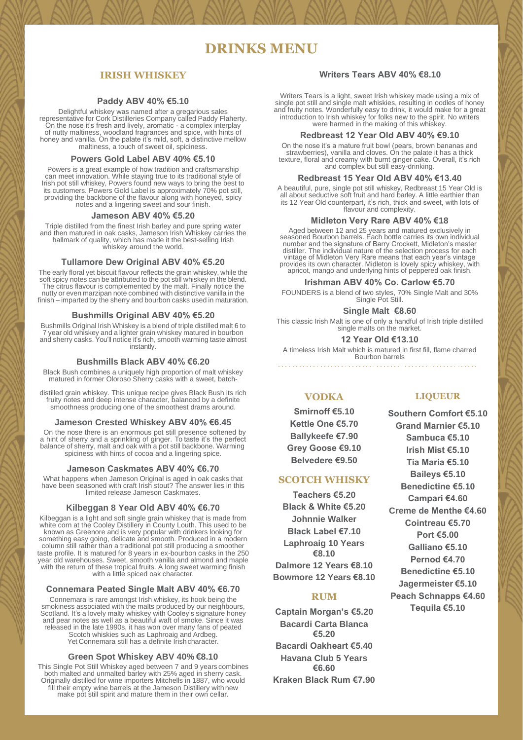# DRINKS MENU

## IRISH WHISKEY

### Paddy ABV 40% €5.10

Delightful whiskey was named after a gregarious sales representative for Cork Distilleries Company called Paddy Flaherty. On the nose it's fresh and lively, aromatic - a complex interplay of nutty maltiness, woodland fragrances and spice, with hints of honey and vanilla. On the palate it's mild, soft, a distinctive mellow maltiness, a touch of sweet oil, spiciness.

### Powers Gold Label ABV 40% €5.10

Powers is a great example of how tradition and craftsmanship can meet innovation. While staying true to its traditional style of Irish pot still whiskey, Powers found new ways to bring the best to its customers. Powers Gold Label is approximately 70% pot still, providing the backbone of the flavour along with honeyed, spicy notes and a lingering sweet and sour finish.

### Jameson ABV 40% €5.20

Triple distilled from the finest Irish barley and pure spring water and then matured in oak casks, Jameson Irish Whiskey carries the hallmark of quality, which has made it the best-selling Irish whiskey around the world.

### Tullamore Dew Original ABV 40% €5.20

The early floral yet biscuit flavour reflects the grain whiskey, while the soft spicy notes can be attributed to the pot still whiskey in the blend. The citrus flavour is complemented by the malt. Finally notice the nutty or even marzipan note combined with distinctive vanilla in the finish – imparted by the sherry and bourbon casks used in maturation.

### Bushmills Original ABV 40% €5.20

Bushmills Original Irish Whiskey is a blend of triple distilled malt 6 to 7 year old whiskey and a lighter grain whiskey matured in bourbon and sherry casks. You'll notice it's rich, smooth warming taste almost instantly.

### Bushmills Black ABV 40% €6.20

Black Bush combines a uniquely high proportion of malt whiskey matured in former Oloroso Sherry casks with a sweet, batch-

distilled grain whiskey. This unique recipe gives Black Bush its rich fruity notes and deep intense character, balanced by a definite smoothness producing one of the smoothest drams around.

### Jameson Crested Whiskey ABV 40% €6.45

On the nose there is an enormous pot still presence softened by a hint of sherry and a sprinkling of ginger. To taste it's the perfect balance of sherry, malt and oak with a pot still backbone. Warming spiciness with hints of cocoa and a lingering spice.

### Jameson Caskmates ABV 40% €6.70

What happens when Jameson Original is aged in oak casks that have been seasoned with craft Irish stout? The answer lies in this limited release Jameson Caskmates.

### Kilbeggan 8 Year Old ABV 40% €6.70

Kilbeggan is a light and soft single grain whiskey that is made from white corn at the Cooley Distillery in County Louth. This used to be known as Greenore and is very popular with drinkers looking for something easy going, delicate and smooth. Produced in a modern column still rather than a traditional pot still producing a smoother taste profile. It is matured for 8 years in ex-bourbon casks in the 250 year old warehouses. Sweet, smooth vanilla and almond and maple with the return of these tropical fruits. A long sweet warming finish with a little spiced oak character.

### Connemara Peated Single Malt ABV 40% €6.70

Connemara is rare amongst Irish whiskey, its hook being the smokiness associated with the malts produced by our neighbours, Scotland. It's a lovely malty whiskey with Cooley's signature honey and pear notes as well as a beautiful waft of smoke. Since it was released in the late 1990s, it has won over many fans of peated Scotch whiskies such as Laphroaig and Ardbeg. Yet Connemara still has a definite Irish character.

### Green Spot Whiskey ABV 40% €8.10

This Single Pot Still Whiskey aged between 7 and 9 years combines both malted and unmalted barley with 25% aged in sherry cask. Originally distilled for wine importers Mitchells in 1887, who would fill their empty wine barrels at the Jameson Distillery with new make pot still spirit and mature them in their own cellar.

### Writers Tears ABV 40% €8.10

Writers Tears is a light, sweet Irish whiskey made using a mix of single pot still and single malt whiskies, resulting in oodles of honey and fruity notes. Wonderfully easy to drink, it would make for a great introduction to Irish whiskey for folks new to the spirit. No writers were harmed in the making of this whiskey.

### Redbreast 12 Year Old ABV 40% €9.10

On the nose it's a mature fruit bowl (pears, brown bananas and strawberries), vanilla and cloves. On the palate it has a thick texture, floral and creamy with burnt ginger cake. Overall, it's rich and complex but still easy-drinking.

### Redbreast 15 Year Old ABV 40% €13.40

A beautiful, pure, single pot still whiskey, Redbreast 15 Year Old is all about seductive soft fruit and hard barley. A little earthier than its 12 Year Old counterpart, it's rich, thick and sweet, with lots of flavour and complexity.

### Midleton Very Rare ABV 40% €18

Aged between 12 and 25 years and matured exclusively in seasoned Bourbon barrels. Each bottle carries its own individual number and the signature of Barry Crockett, Midleton's master distiller. The individual nature of the selection process for each vintage of Midleton Very Rare means that each year's vintage provides its own character. Midleton is lovely spicy whiskey, with apricot, mango and underlying hints of peppered oak finish.

### Irishman ABV 40% Co. Carlow €5.70

FOUNDERS is a blend of two styles, 70% Single Malt and 30% Single Pot Still.

### Single Malt €8.60

This classic Irish Malt is one of only a handful of Irish triple distilled single malts on the market.

### 12 Year Old €13.10

A timeless Irish Malt which is matured in first fill, flame charred Bourbon barrels

## VODKA

**Smirnoff €5.10**
**Kettle One €5.70**
**Ballykeefe €7.90**
**Grey Goose €9.10**
**Belvedere €9.50**

## SCOTCH WHISKY

**Teachers €5.20**
**Black & White €5.20**
**Johnnie Walker Black Label €7.10**
**Laphroaig 10 Years €8.10**
**Dalmore 12 Years €8.10**
**Bowmore 12 Years €8.10**

## RUM

**Captain Morgan's €5.20**
**Bacardi Carta Blanca €5.20**
**Bacardi Oakheart €5.40**
**Havana Club 5 Years €6.60**
**Kraken Black Rum €7.90**

## LIQUEUR

**Southern Comfort €5.10**
**Grand Marnier €5.10**
**Sambuca €5.10**
**Irish Mist €5.10**
**Tia Maria €5.10**
**Baileys €5.10**
**Benedictine €5.10**
**Campari €4.60**
**Creme de Menthe €4.60**
**Cointreau €5.70**
**Port €5.00**
**Galliano €5.10**
**Pernod €4.70**
**Benedictine €5.10**
**Jagermeister €5.10**
**Peach Schnapps €4.60**
**Tequila €5.10**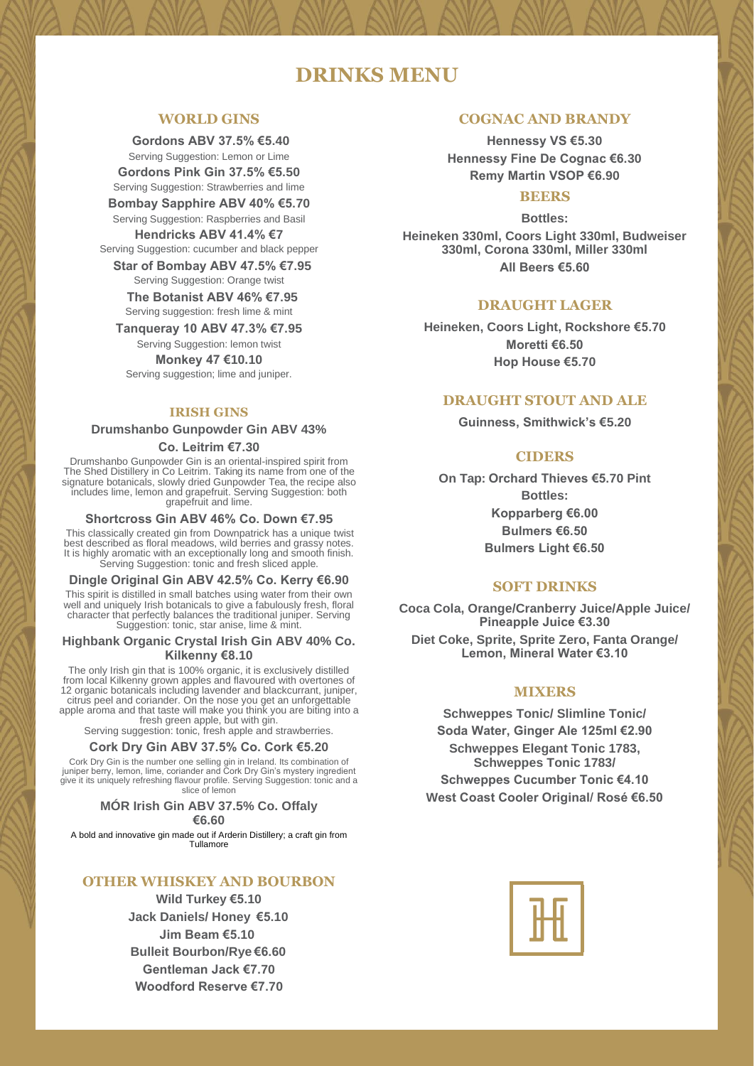# DRINKS MENU

## WORLD GINS

**Gordons ABV 37.5% €5.40**
Serving Suggestion: Lemon or Lime

**Gordons Pink Gin 37.5% €5.50**
Serving Suggestion: Strawberries and lime

**Bombay Sapphire ABV 40% €5.70**
Serving Suggestion: Raspberries and Basil

**Hendricks ABV 41.4% €7**
Serving Suggestion: cucumber and black pepper

**Star of Bombay ABV 47.5% €7.95**
Serving Suggestion: Orange twist

**The Botanist ABV 46% €7.95**
Serving suggestion: fresh lime & mint

**Tanqueray 10 ABV 47.3% €7.95**
Serving Suggestion: lemon twist

**Monkey 47 €10.10**
Serving suggestion; lime and juniper.

## IRISH GINS

**Drumshanbo Gunpowder Gin ABV 43% Co. Leitrim €7.30**

Drumshanbo Gunpowder Gin is an oriental-inspired spirit from The Shed Distillery in Co Leitrim. Taking its name from one of the signature botanicals, slowly dried Gunpowder Tea, the recipe also includes lime, lemon and grapefruit. Serving Suggestion: both grapefruit and lime.

**Shortcross Gin ABV 46% Co. Down €7.95**

This classically created gin from Downpatrick has a unique twist best described as floral meadows, wild berries and grassy notes. It is highly aromatic with an exceptionally long and smooth finish. Serving Suggestion: tonic and fresh sliced apple.

**Dingle Original Gin ABV 42.5% Co. Kerry €6.90**

This spirit is distilled in small batches using water from their own well and uniquely Irish botanicals to give a fabulously fresh, floral character that perfectly balances the traditional juniper. Serving Suggestion: tonic, star anise, lime & mint.

**Highbank Organic Crystal Irish Gin ABV 40% Co. Kilkenny €8.10**

The only Irish gin that is 100% organic, it is exclusively distilled from local Kilkenny grown apples and flavoured with overtones of 12 organic botanicals including lavender and blackcurrant, juniper, citrus peel and coriander. On the nose you get an unforgettable apple aroma and that taste will make you think you are biting into a fresh green apple, but with gin.
Serving suggestion: tonic, fresh apple and strawberries.

**Cork Dry Gin ABV 37.5% Co. Cork €5.20**

Cork Dry Gin is the number one selling gin in Ireland. Its combination of juniper berry, lemon, lime, coriander and Cork Dry Gin's mystery ingredient give it its uniquely refreshing flavour profile. Serving Suggestion: tonic and a slice of lemon

**MÓR Irish Gin ABV 37.5% Co. Offaly €6.60**

A bold and innovative gin made out if Arderin Distillery; a craft gin from Tullamore

## OTHER WHISKEY AND BOURBON

**Wild Turkey €5.10**
**Jack Daniels/ Honey €5.10**
**Jim Beam €5.10**
**Bulleit Bourbon/Rye €6.60**
**Gentleman Jack €7.70**
**Woodford Reserve €7.70**

## COGNAC AND BRANDY

**Hennessy VS €5.30**
**Hennessy Fine De Cognac €6.30**
**Remy Martin VSOP €6.90**

## BEERS

**Bottles:**
**Heineken 330ml, Coors Light 330ml, Budweiser 330ml, Corona 330ml, Miller 330ml**
**All Beers €5.60**

## DRAUGHT LAGER

**Heineken, Coors Light, Rockshore €5.70**
**Moretti €6.50**
**Hop House €5.70**

## DRAUGHT STOUT AND ALE

**Guinness, Smithwick's €5.20**

## CIDERS

**On Tap: Orchard Thieves €5.70 Pint**
**Bottles:**
**Kopparberg €6.00**
**Bulmers €6.50**
**Bulmers Light €6.50**

## SOFT DRINKS

**Coca Cola, Orange/Cranberry Juice/Apple Juice/ Pineapple Juice €3.30**
**Diet Coke, Sprite, Sprite Zero, Fanta Orange/ Lemon, Mineral Water €3.10**

## MIXERS

**Schweppes Tonic/ Slimline Tonic/ Soda Water, Ginger Ale 125ml €2.90**
**Schweppes Elegant Tonic 1783, Schweppes Tonic 1783/ Schweppes Cucumber Tonic €4.10**
**West Coast Cooler Original/ Rosé €6.50**